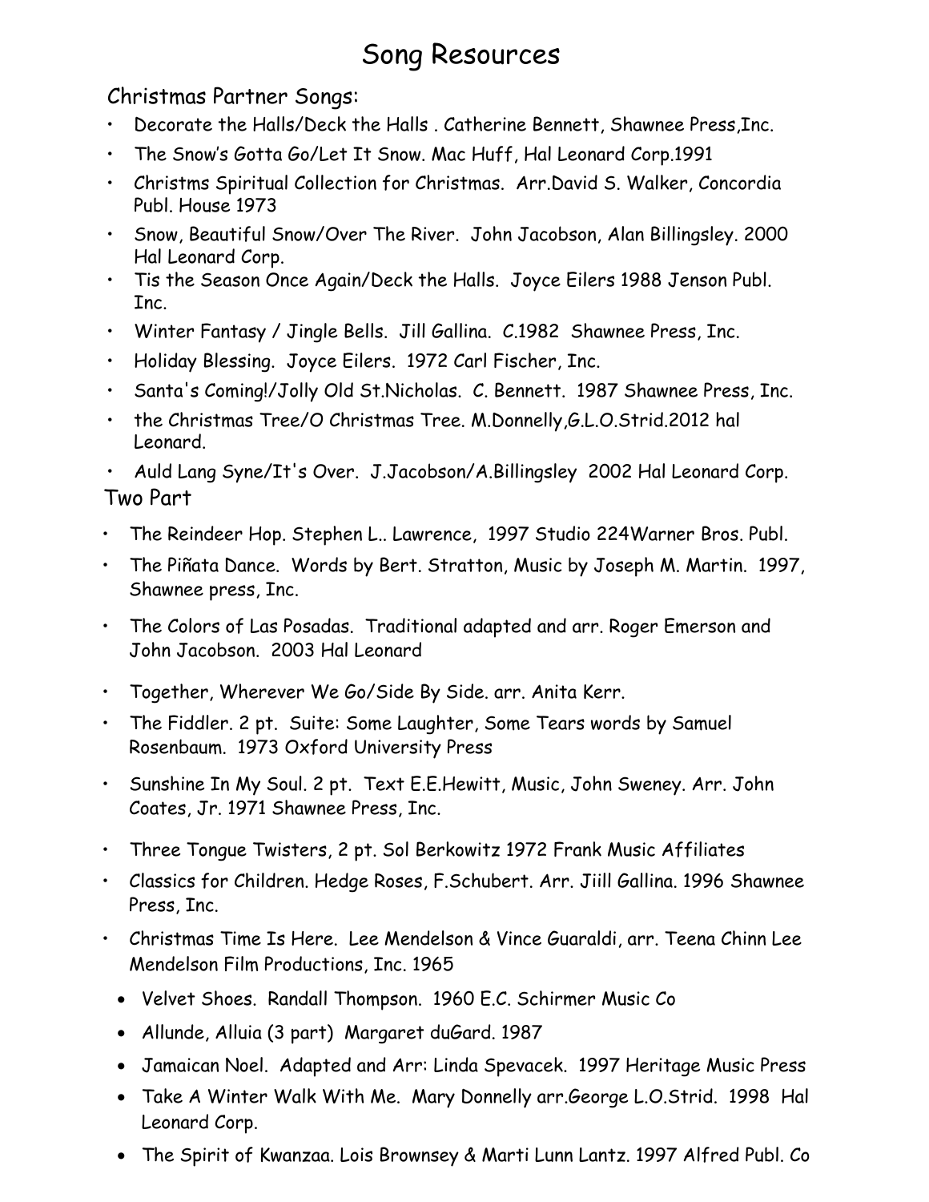# Song Resources

## Christmas Partner Songs:

- Decorate the Halls/Deck the Halls . Catherine Bennett, Shawnee Press,Inc.
- The Snow's Gotta Go/Let It Snow. Mac Huff, Hal Leonard Corp.1991
- Christms Spiritual Collection for Christmas. Arr.David S. Walker, Concordia Publ. House 1973
- Snow, Beautiful Snow/Over The River. John Jacobson, Alan Billingsley. 2000 Hal Leonard Corp.
- Tis the Season Once Again/Deck the Halls. Joyce Eilers 1988 Jenson Publ. Inc.
- Winter Fantasy / Jingle Bells. Jill Gallina. C.1982 Shawnee Press, Inc.
- Holiday Blessing. Joyce Eilers. 1972 Carl Fischer, Inc.
- Santa's Coming!/Jolly Old St.Nicholas. C. Bennett. 1987 Shawnee Press, Inc.
- the Christmas Tree/O Christmas Tree. M.Donnelly,G.L.O.Strid.2012 hal Leonard.
- Auld Lang Syne/It's Over. J.Jacobson/A.Billingsley 2002 Hal Leonard Corp.

## Two Part

- The Reindeer Hop. Stephen L.. Lawrence, 1997 Studio 224Warner Bros. Publ.
- The Piñata Dance. Words by Bert. Stratton, Music by Joseph M. Martin. 1997, Shawnee press, Inc.
- The Colors of Las Posadas. Traditional adapted and arr. Roger Emerson and John Jacobson. 2003 Hal Leonard
- Together, Wherever We Go/Side By Side. arr. Anita Kerr.
- The Fiddler. 2 pt. Suite: Some Laughter, Some Tears words by Samuel Rosenbaum. 1973 Oxford University Press
- Sunshine In My Soul. 2 pt. Text E.E.Hewitt, Music, John Sweney. Arr. John Coates, Jr. 1971 Shawnee Press, Inc.
- Three Tongue Twisters, 2 pt. Sol Berkowitz 1972 Frank Music Affiliates
- Classics for Children. Hedge Roses, F.Schubert. Arr. Jiill Gallina. 1996 Shawnee Press, Inc.
- Christmas Time Is Here. Lee Mendelson & Vince Guaraldi, arr. Teena Chinn Lee Mendelson Film Productions, Inc. 1965
- Velvet Shoes. Randall Thompson. 1960 E.C. Schirmer Music Co
- Allunde, Alluia (3 part) Margaret duGard. 1987
- Jamaican Noel. Adapted and Arr: Linda Spevacek. 1997 Heritage Music Press
- Take A Winter Walk With Me. Mary Donnelly arr.George L.O.Strid. 1998 Hal Leonard Corp.
- The Spirit of Kwanzaa. Lois Brownsey & Marti Lunn Lantz. 1997 Alfred Publ. Co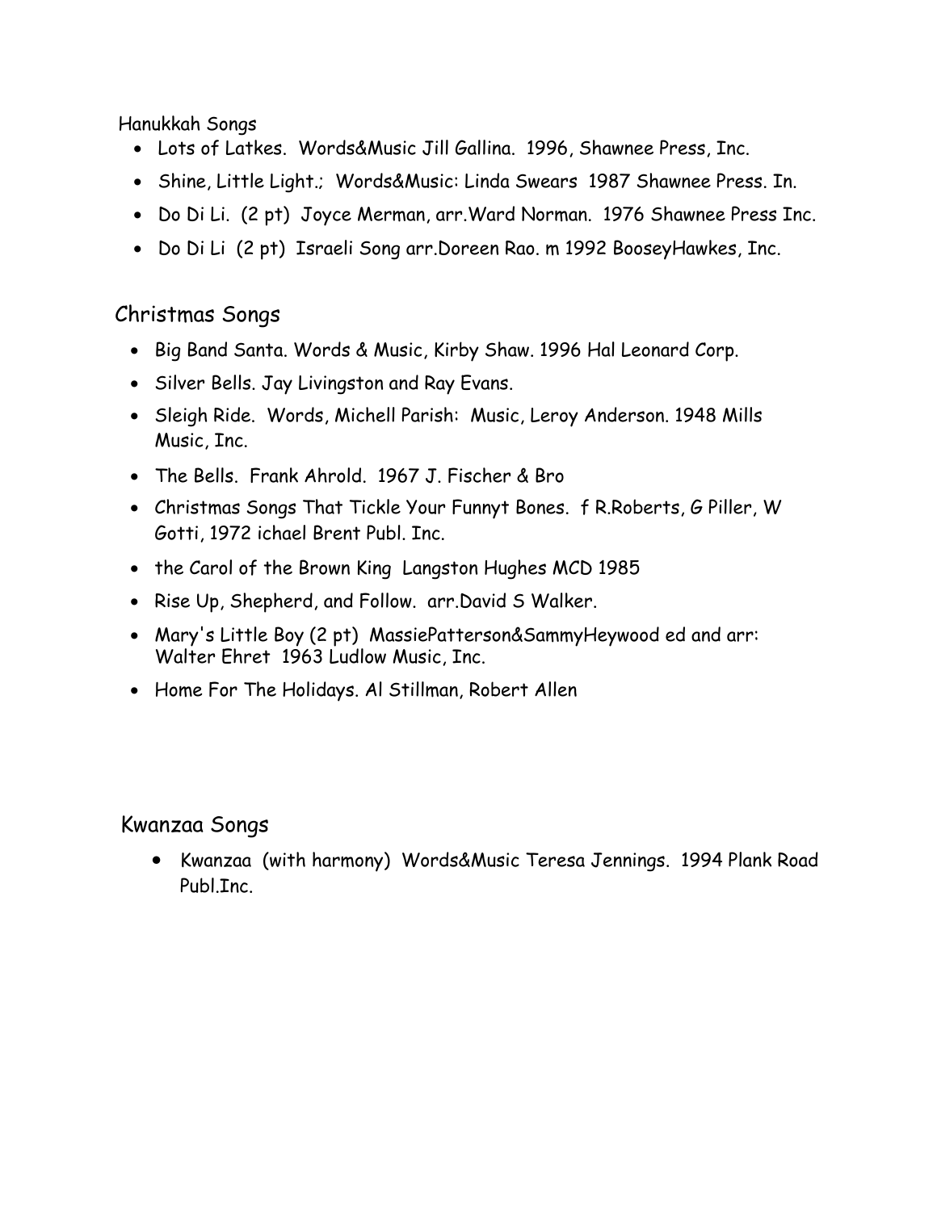Hanukkah Songs

- Lots of Latkes. Words&Music Jill Gallina. 1996, Shawnee Press, Inc.
- Shine, Little Light.; Words&Music: Linda Swears 1987 Shawnee Press. In.
- Do Di Li. (2 pt) Joyce Merman, arr.Ward Norman. 1976 Shawnee Press Inc.
- Do Di Li (2 pt) Israeli Song arr.Doreen Rao. m 1992 BooseyHawkes, Inc.

## Christmas Songs

- Big Band Santa. Words & Music, Kirby Shaw. 1996 Hal Leonard Corp.
- Silver Bells. Jay Livingston and Ray Evans.
- Sleigh Ride. Words, Michell Parish: Music, Leroy Anderson. 1948 Mills Music, Inc.
- The Bells. Frank Ahrold. 1967 J. Fischer & Bro
- Christmas Songs That Tickle Your Funnyt Bones. f R.Roberts, G Piller, W Gotti, 1972 ichael Brent Publ. Inc.
- the Carol of the Brown King Langston Hughes MCD 1985
- Rise Up, Shepherd, and Follow. arr.David S Walker.
- Mary's Little Boy (2 pt) MassiePatterson&SammyHeywood ed and arr: Walter Ehret 1963 Ludlow Music, Inc.
- Home For The Holidays. Al Stillman, Robert Allen

## Kwanzaa Songs

- Kwanzaa (with harmony) Words&Music Teresa Jennings. 1994 Plank Road Publ.Inc.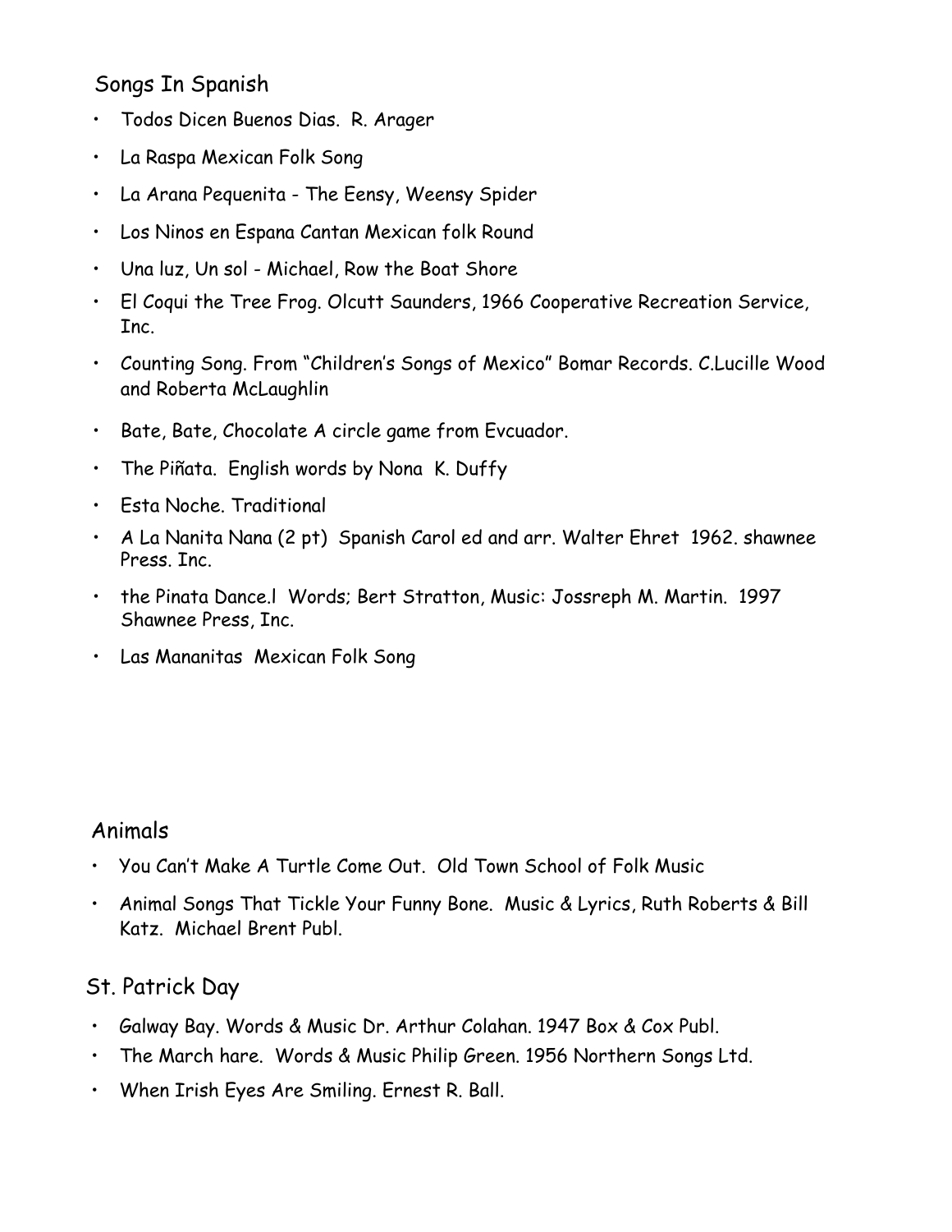## Songs In Spanish

- Todos Dicen Buenos Dias. R. Arager
- La Raspa Mexican Folk Song
- La Arana Pequenita - The Eensy, Weensy Spider
- Los Ninos en Espana Cantan Mexican folk Round
- Una luz, Un sol - Michael, Row the Boat Shore
- El Coqui the Tree Frog. Olcutt Saunders, 1966 Cooperative Recreation Service, Inc.
- Counting Song. From "Children's Songs of Mexico" Bomar Records. C.Lucille Wood and Roberta McLaughlin
- Bate, Bate, Chocolate A circle game from Evcuador.
- The Piñata. English words by Nona K. Duffy
- Esta Noche. Traditional
- A La Nanita Nana (2 pt) Spanish Carol ed and arr. Walter Ehret 1962. shawnee Press. Inc.
- the Pinata Dance.l Words; Bert Stratton, Music: Jossreph M. Martin. 1997 Shawnee Press, Inc.
- Las Mananitas Mexican Folk Song

## Animals

- You Can't Make A Turtle Come Out. Old Town School of Folk Music
- Animal Songs That Tickle Your Funny Bone. Music & Lyrics, Ruth Roberts & Bill Katz. Michael Brent Publ.

## St. Patrick Day

- Galway Bay. Words & Music Dr. Arthur Colahan. 1947 Box & Cox Publ.
- The March hare. Words & Music Philip Green. 1956 Northern Songs Ltd.
- When Irish Eyes Are Smiling. Ernest R. Ball.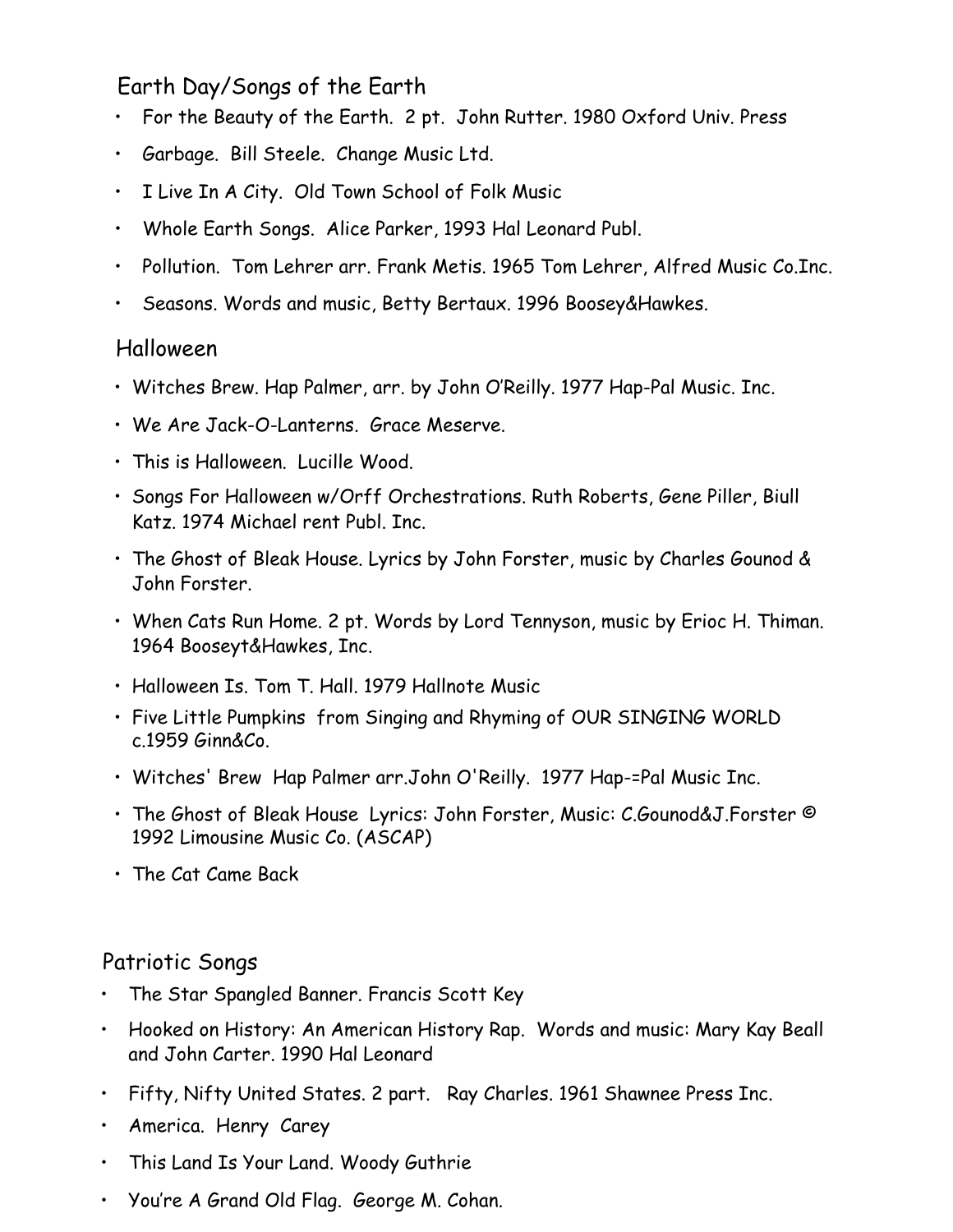## Earth Day/Songs of the Earth

- For the Beauty of the Earth. 2 pt. John Rutter. 1980 Oxford Univ. Press
- Garbage. Bill Steele. Change Music Ltd.
- I Live In A City. Old Town School of Folk Music
- Whole Earth Songs. Alice Parker, 1993 Hal Leonard Publ.
- Pollution. Tom Lehrer arr. Frank Metis. 1965 Tom Lehrer, Alfred Music Co.Inc.
- Seasons. Words and music, Betty Bertaux. 1996 Boosey&Hawkes.

## Halloween

- Witches Brew. Hap Palmer, arr. by John O'Reilly. 1977 Hap-Pal Music. Inc.
- We Are Jack-O-Lanterns. Grace Meserve.
- This is Halloween. Lucille Wood.
- Songs For Halloween w/Orff Orchestrations. Ruth Roberts, Gene Piller, Biull Katz. 1974 Michael rent Publ. Inc.
- The Ghost of Bleak House. Lyrics by John Forster, music by Charles Gounod & John Forster.
- When Cats Run Home. 2 pt. Words by Lord Tennyson, music by Erioc H. Thiman. 1964 Booseyt&Hawkes, Inc.
- Halloween Is. Tom T. Hall. 1979 Hallnote Music
- Five Little Pumpkins from Singing and Rhyming of OUR SINGING WORLD c.1959 Ginn&Co.
- Witches' Brew Hap Palmer arr.John O'Reilly. 1977 Hap-=Pal Music Inc.
- The Ghost of Bleak House Lyrics: John Forster, Music: C.Gounod&J.Forster © 1992 Limousine Music Co. (ASCAP)
- The Cat Came Back

## Patriotic Songs

- The Star Spangled Banner. Francis Scott Key
- Hooked on History: An American History Rap. Words and music: Mary Kay Beall and John Carter. 1990 Hal Leonard
- Fifty, Nifty United States. 2 part. Ray Charles. 1961 Shawnee Press Inc.
- America. Henry Carey
- This Land Is Your Land. Woody Guthrie
- You're A Grand Old Flag. George M. Cohan.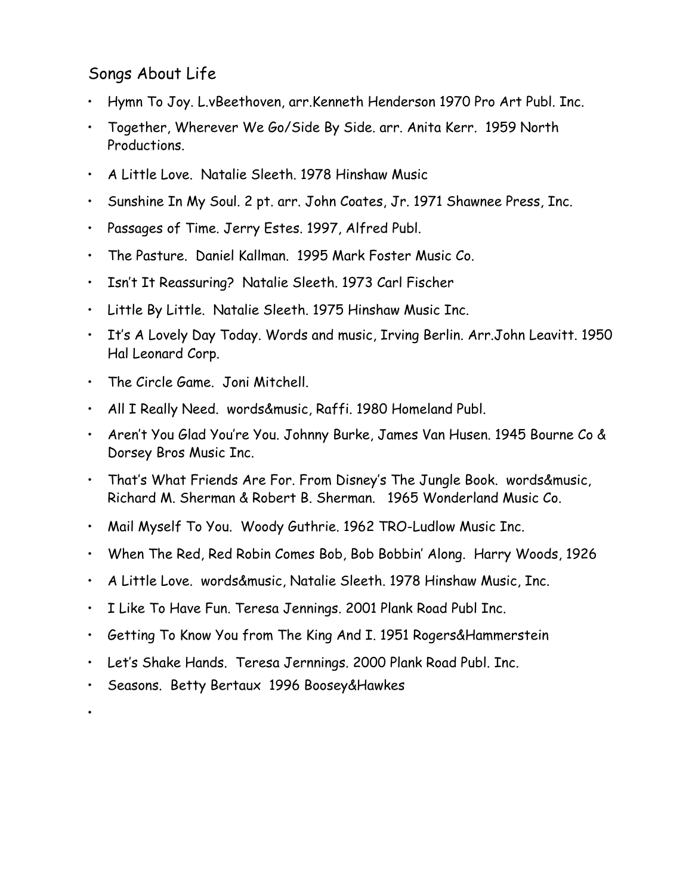## Songs About Life

- Hymn To Joy. L.vBeethoven, arr.Kenneth Henderson 1970 Pro Art Publ. Inc.
- Together, Wherever We Go/Side By Side. arr. Anita Kerr. 1959 North Productions.
- A Little Love. Natalie Sleeth. 1978 Hinshaw Music
- Sunshine In My Soul. 2 pt. arr. John Coates, Jr. 1971 Shawnee Press, Inc.
- Passages of Time. Jerry Estes. 1997, Alfred Publ.
- The Pasture. Daniel Kallman. 1995 Mark Foster Music Co.
- Isn't It Reassuring? Natalie Sleeth. 1973 Carl Fischer
- Little By Little. Natalie Sleeth. 1975 Hinshaw Music Inc.
- It's A Lovely Day Today. Words and music, Irving Berlin. Arr.John Leavitt. 1950 Hal Leonard Corp.
- The Circle Game. Joni Mitchell.
- All I Really Need. words&music, Raffi. 1980 Homeland Publ.
- Aren't You Glad You're You. Johnny Burke, James Van Husen. 1945 Bourne Co & Dorsey Bros Music Inc.
- That's What Friends Are For. From Disney's The Jungle Book. words&music, Richard M. Sherman & Robert B. Sherman. 1965 Wonderland Music Co.
- Mail Myself To You. Woody Guthrie. 1962 TRO-Ludlow Music Inc.
- When The Red, Red Robin Comes Bob, Bob Bobbin' Along. Harry Woods, 1926
- A Little Love. words&music, Natalie Sleeth. 1978 Hinshaw Music, Inc.
- I Like To Have Fun. Teresa Jennings. 2001 Plank Road Publ Inc.
- Getting To Know You from The King And I. 1951 Rogers&Hammerstein
- Let's Shake Hands. Teresa Jernnings. 2000 Plank Road Publ. Inc.
- Seasons. Betty Bertaux 1996 Boosey&Hawkes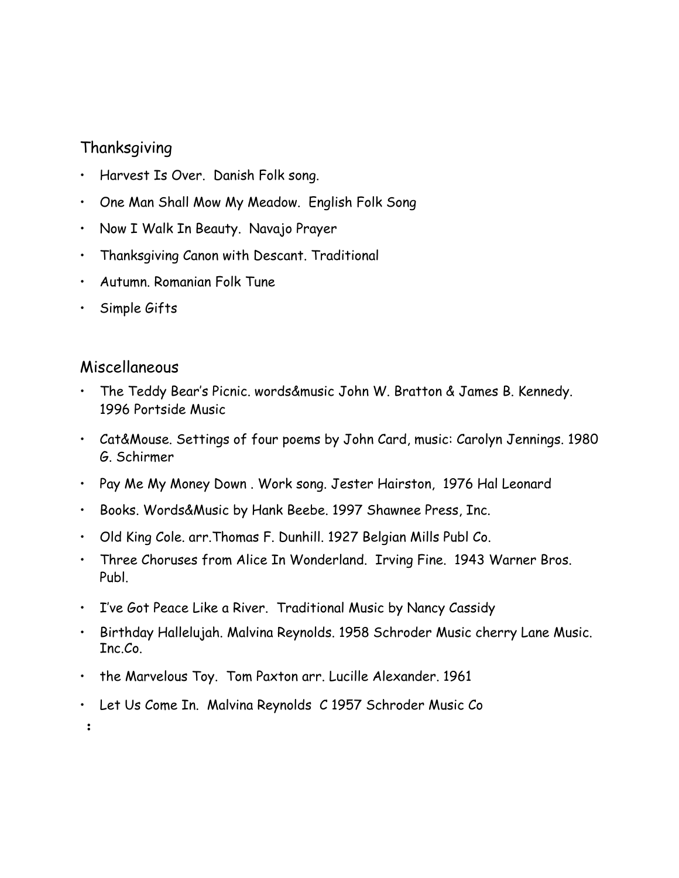## Thanksgiving

- Harvest Is Over. Danish Folk song.
- One Man Shall Mow My Meadow. English Folk Song
- Now I Walk In Beauty. Navajo Prayer
- Thanksgiving Canon with Descant. Traditional
- Autumn. Romanian Folk Tune
- Simple Gifts

## Miscellaneous

- The Teddy Bear's Picnic. words&music John W. Bratton & James B. Kennedy. 1996 Portside Music
- Cat&Mouse. Settings of four poems by John Card, music: Carolyn Jennings. 1980 G. Schirmer
- Pay Me My Money Down . Work song. Jester Hairston, 1976 Hal Leonard
- Books. Words&Music by Hank Beebe. 1997 Shawnee Press, Inc.
- Old King Cole. arr.Thomas F. Dunhill. 1927 Belgian Mills Publ Co.
- Three Choruses from Alice In Wonderland. Irving Fine. 1943 Warner Bros. Publ.
- I've Got Peace Like a River. Traditional Music by Nancy Cassidy
- Birthday Hallelujah. Malvina Reynolds. 1958 Schroder Music cherry Lane Music. Inc.Co.
- the Marvelous Toy. Tom Paxton arr. Lucille Alexander. 1961
- Let Us Come In. Malvina Reynolds C 1957 Schroder Music Co